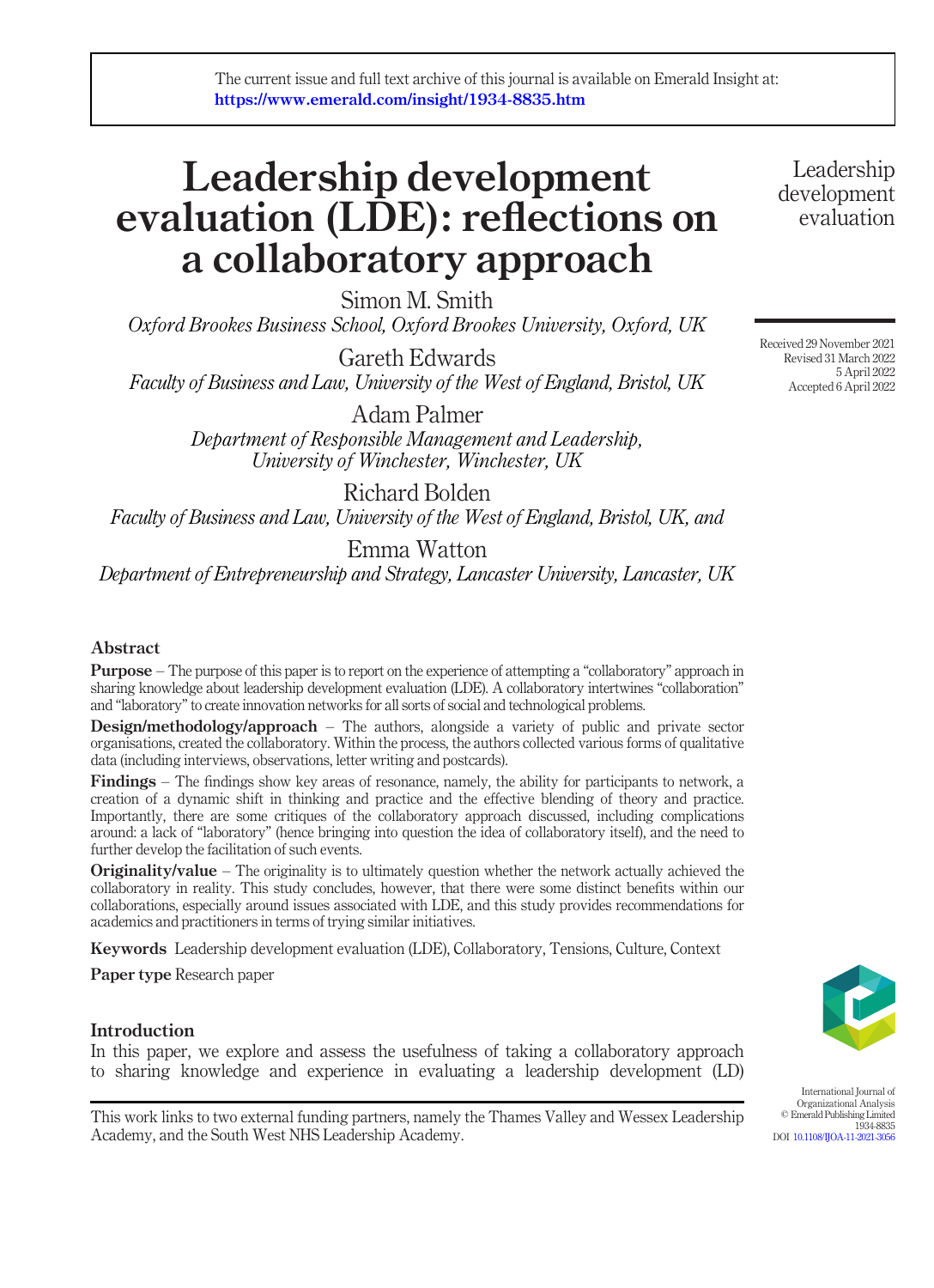The current issue and full text archive of this journal is available on Emerald Insight at: https://www.emerald.com/insight/1934-8835.htm

# Leadership development evaluation (LDE): reflections on a collaboratory approach

Simon M. Smith
*Oxford Brookes Business School, Oxford Brookes University, Oxford, UK*

Gareth Edwards
*Faculty of Business and Law, University of the West of England, Bristol, UK*

Adam Palmer
*Department of Responsible Management and Leadership, University of Winchester, Winchester, UK*

Richard Bolden
*Faculty of Business and Law, University of the West of England, Bristol, UK, and*

Emma Watton
*Department of Entrepreneurship and Strategy, Lancaster University, Lancaster, UK*

Received 29 November 2021
Revised 31 March 2022
5 April 2022
Accepted 6 April 2022

## Abstract

**Purpose** – The purpose of this paper is to report on the experience of attempting a "collaboratory" approach in sharing knowledge about leadership development evaluation (LDE). A collaboratory intertwines "collaboration" and "laboratory" to create innovation networks for all sorts of social and technological problems.

**Design/methodology/approach** – The authors, alongside a variety of public and private sector organisations, created the collaboratory. Within the process, the authors collected various forms of qualitative data (including interviews, observations, letter writing and postcards).

**Findings** – The findings show key areas of resonance, namely, the ability for participants to network, a creation of a dynamic shift in thinking and practice and the effective blending of theory and practice. Importantly, there are some critiques of the collaboratory approach discussed, including complications around: a lack of "laboratory" (hence bringing into question the idea of collaboratory itself), and the need to further develop the facilitation of such events.

**Originality/value** – The originality is to ultimately question whether the network actually achieved the collaboratory in reality. This study concludes, however, that there were some distinct benefits within our collaborations, especially around issues associated with LDE, and this study provides recommendations for academics and practitioners in terms of trying similar initiatives.

**Keywords** Leadership development evaluation (LDE), Collaboratory, Tensions, Culture, Context

**Paper type** Research paper

## Introduction

In this paper, we explore and assess the usefulness of taking a collaboratory approach to sharing knowledge and experience in evaluating a leadership development (LD)

---

This work links to two external funding partners, namely the Thames Valley and Wessex Leadership Academy, and the South West NHS Leadership Academy.

International Journal of Organizational Analysis
© Emerald Publishing Limited
1934-8835
DOI 10.1108/IJOA-11-2021-3056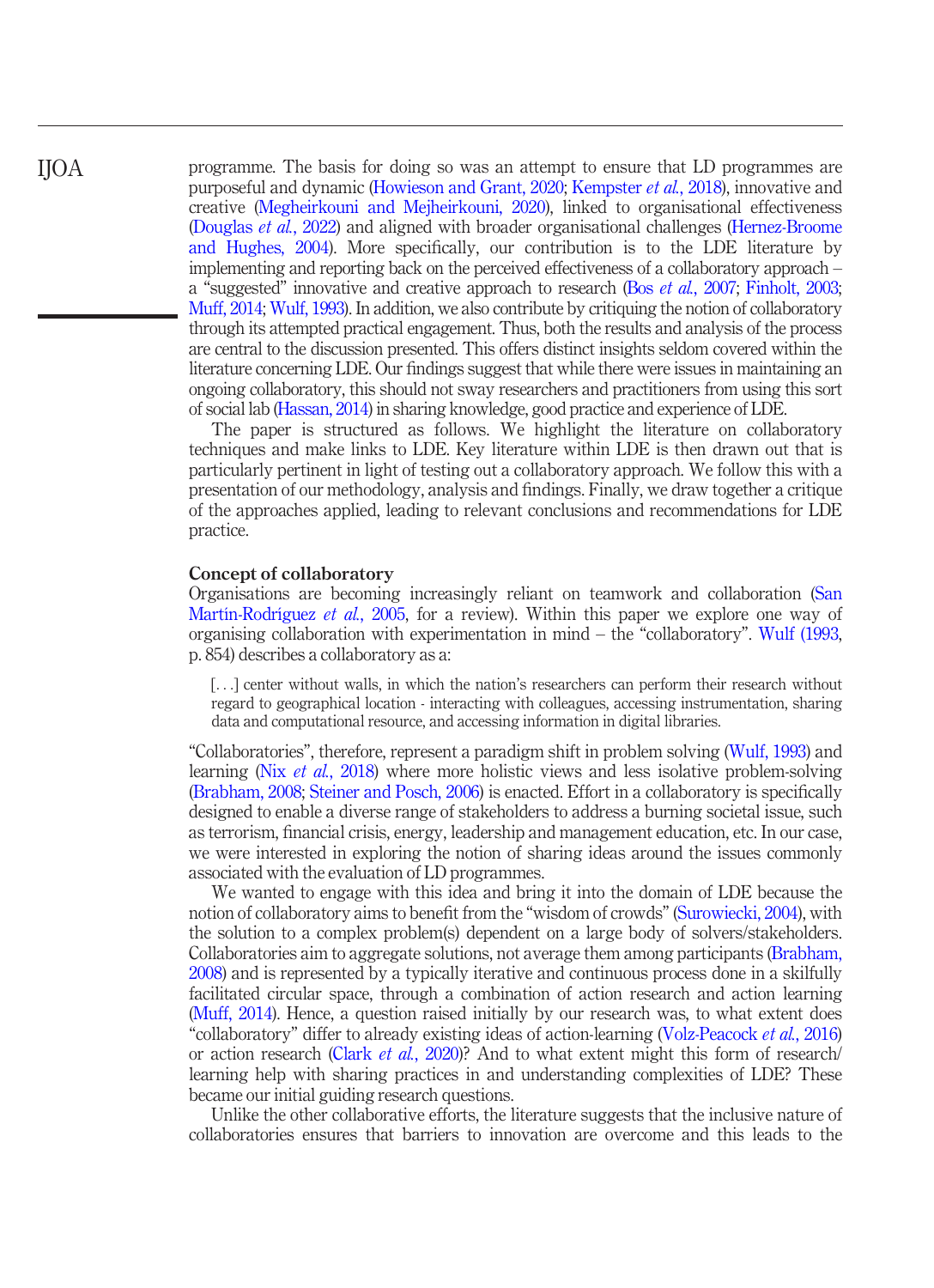programme. The basis for doing so was an attempt to ensure that LD programmes are purposeful and dynamic (Howieson and Grant, 2020; Kempster *et al.*, 2018), innovative and creative (Megheirkouni and Mejheirkouni, 2020), linked to organisational effectiveness (Douglas *et al.*, 2022) and aligned with broader organisational challenges (Hernez-Broome and Hughes, 2004). More specifically, our contribution is to the LDE literature by implementing and reporting back on the perceived effectiveness of a collaboratory approach – a "suggested" innovative and creative approach to research (Bos *et al.*, 2007; Finholt, 2003; Muff, 2014; Wulf, 1993). In addition, we also contribute by critiquing the notion of collaboratory through its attempted practical engagement. Thus, both the results and analysis of the process are central to the discussion presented. This offers distinct insights seldom covered within the literature concerning LDE. Our findings suggest that while there were issues in maintaining an ongoing collaboratory, this should not sway researchers and practitioners from using this sort of social lab (Hassan, 2014) in sharing knowledge, good practice and experience of LDE.

The paper is structured as follows. We highlight the literature on collaboratory techniques and make links to LDE. Key literature within LDE is then drawn out that is particularly pertinent in light of testing out a collaboratory approach. We follow this with a presentation of our methodology, analysis and findings. Finally, we draw together a critique of the approaches applied, leading to relevant conclusions and recommendations for LDE practice.

### Concept of collaboratory

Organisations are becoming increasingly reliant on teamwork and collaboration (San Martín-Rodríguez *et al.*, 2005, for a review). Within this paper we explore one way of organising collaboration with experimentation in mind – the "collaboratory". Wulf (1993, p. 854) describes a collaboratory as a:

> [. . .] center without walls, in which the nation's researchers can perform their research without regard to geographical location - interacting with colleagues, accessing instrumentation, sharing data and computational resource, and accessing information in digital libraries.

"Collaboratories", therefore, represent a paradigm shift in problem solving (Wulf, 1993) and learning (Nix *et al.*, 2018) where more holistic views and less isolative problem-solving (Brabham, 2008; Steiner and Posch, 2006) is enacted. Effort in a collaboratory is specifically designed to enable a diverse range of stakeholders to address a burning societal issue, such as terrorism, financial crisis, energy, leadership and management education, etc. In our case, we were interested in exploring the notion of sharing ideas around the issues commonly associated with the evaluation of LD programmes.

We wanted to engage with this idea and bring it into the domain of LDE because the notion of collaboratory aims to benefit from the "wisdom of crowds" (Surowiecki, 2004), with the solution to a complex problem(s) dependent on a large body of solvers/stakeholders. Collaboratories aim to aggregate solutions, not average them among participants (Brabham, 2008) and is represented by a typically iterative and continuous process done in a skilfully facilitated circular space, through a combination of action research and action learning (Muff, 2014). Hence, a question raised initially by our research was, to what extent does "collaboratory" differ to already existing ideas of action-learning (Volz-Peacock *et al.*, 2016) or action research (Clark *et al.*, 2020)? And to what extent might this form of research/learning help with sharing practices in and understanding complexities of LDE? These became our initial guiding research questions.

Unlike the other collaborative efforts, the literature suggests that the inclusive nature of collaboratories ensures that barriers to innovation are overcome and this leads to the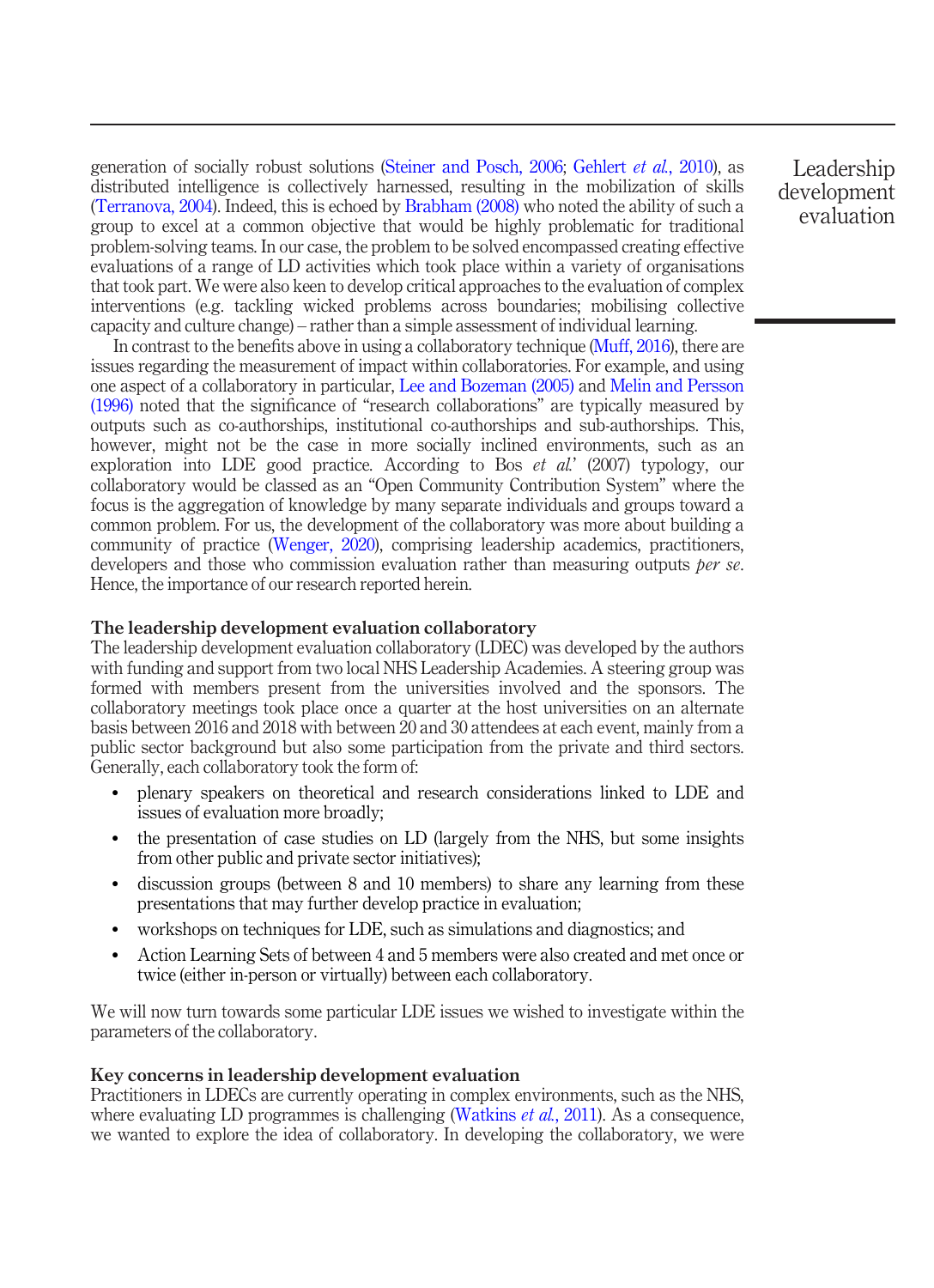generation of socially robust solutions (Steiner and Posch, 2006; Gehlert *et al.*, 2010), as distributed intelligence is collectively harnessed, resulting in the mobilization of skills (Terranova, 2004). Indeed, this is echoed by Brabham (2008) who noted the ability of such a group to excel at a common objective that would be highly problematic for traditional problem-solving teams. In our case, the problem to be solved encompassed creating effective evaluations of a range of LD activities which took place within a variety of organisations that took part. We were also keen to develop critical approaches to the evaluation of complex interventions (e.g. tackling wicked problems across boundaries; mobilising collective capacity and culture change) – rather than a simple assessment of individual learning.

In contrast to the benefits above in using a collaboratory technique (Muff, 2016), there are issues regarding the measurement of impact within collaboratories. For example, and using one aspect of a collaboratory in particular, Lee and Bozeman (2005) and Melin and Persson (1996) noted that the significance of "research collaborations" are typically measured by outputs such as co-authorships, institutional co-authorships and sub-authorships. This, however, might not be the case in more socially inclined environments, such as an exploration into LDE good practice. According to Bos *et al.*' (2007) typology, our collaboratory would be classed as an "Open Community Contribution System" where the focus is the aggregation of knowledge by many separate individuals and groups toward a common problem. For us, the development of the collaboratory was more about building a community of practice (Wenger, 2020), comprising leadership academics, practitioners, developers and those who commission evaluation rather than measuring outputs *per se*. Hence, the importance of our research reported herein.

## The leadership development evaluation collaboratory

The leadership development evaluation collaboratory (LDEC) was developed by the authors with funding and support from two local NHS Leadership Academies. A steering group was formed with members present from the universities involved and the sponsors. The collaboratory meetings took place once a quarter at the host universities on an alternate basis between 2016 and 2018 with between 20 and 30 attendees at each event, mainly from a public sector background but also some participation from the private and third sectors. Generally, each collaboratory took the form of:

- plenary speakers on theoretical and research considerations linked to LDE and issues of evaluation more broadly;
- the presentation of case studies on LD (largely from the NHS, but some insights from other public and private sector initiatives);
- discussion groups (between 8 and 10 members) to share any learning from these presentations that may further develop practice in evaluation;
- workshops on techniques for LDE, such as simulations and diagnostics; and
- Action Learning Sets of between 4 and 5 members were also created and met once or twice (either in-person or virtually) between each collaboratory.

We will now turn towards some particular LDE issues we wished to investigate within the parameters of the collaboratory.

## Key concerns in leadership development evaluation

Practitioners in LDECs are currently operating in complex environments, such as the NHS, where evaluating LD programmes is challenging (Watkins *et al.*, 2011). As a consequence, we wanted to explore the idea of collaboratory. In developing the collaboratory, we were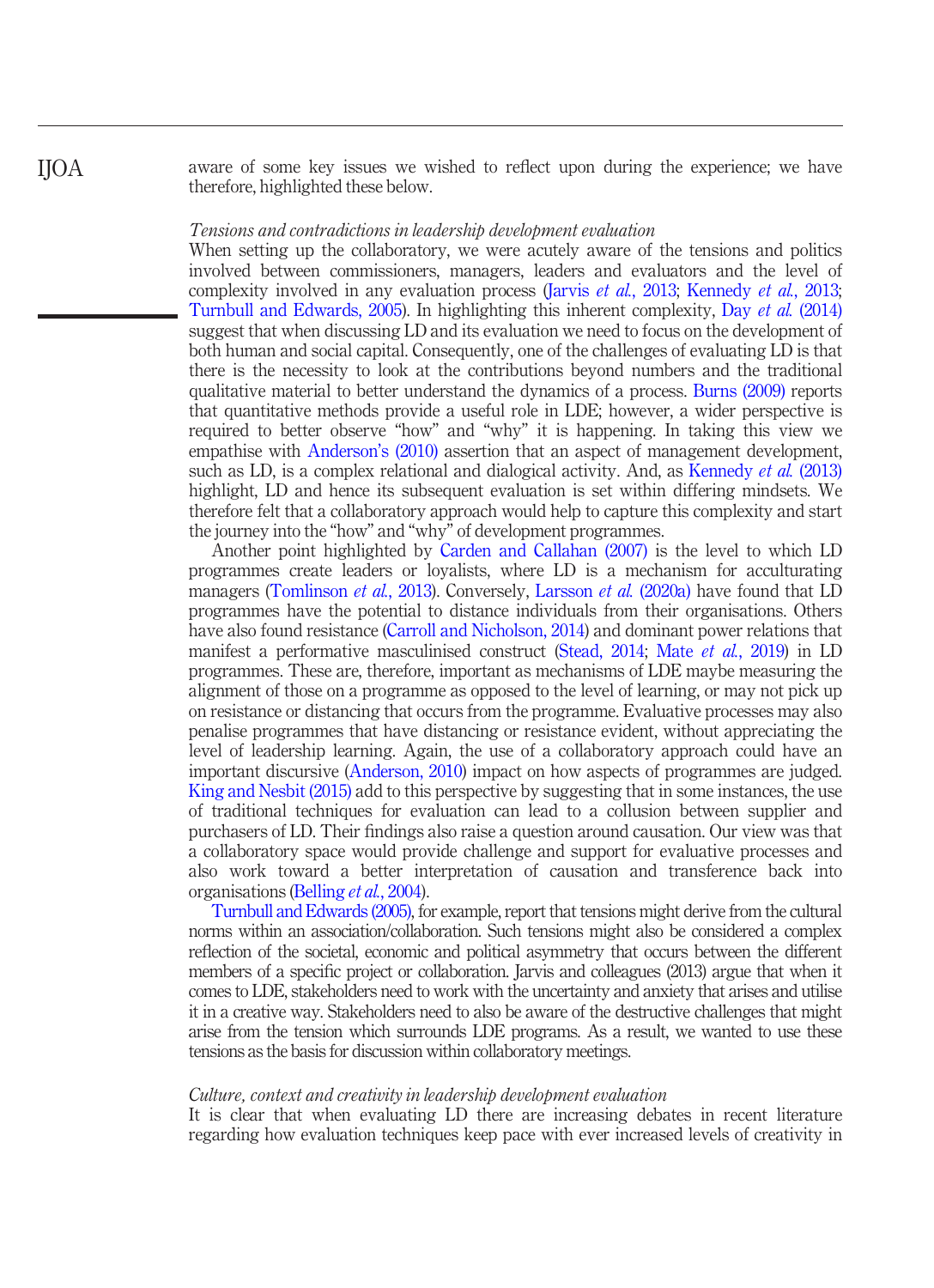aware of some key issues we wished to reflect upon during the experience; we have therefore, highlighted these below.

### *Tensions and contradictions in leadership development evaluation*

When setting up the collaboratory, we were acutely aware of the tensions and politics involved between commissioners, managers, leaders and evaluators and the level of complexity involved in any evaluation process (Jarvis *et al.*, 2013; Kennedy *et al.*, 2013; Turnbull and Edwards, 2005). In highlighting this inherent complexity, Day *et al.* (2014) suggest that when discussing LD and its evaluation we need to focus on the development of both human and social capital. Consequently, one of the challenges of evaluating LD is that there is the necessity to look at the contributions beyond numbers and the traditional qualitative material to better understand the dynamics of a process. Burns (2009) reports that quantitative methods provide a useful role in LDE; however, a wider perspective is required to better observe "how" and "why" it is happening. In taking this view we empathise with Anderson's (2010) assertion that an aspect of management development, such as LD, is a complex relational and dialogical activity. And, as Kennedy *et al.* (2013) highlight, LD and hence its subsequent evaluation is set within differing mindsets. We therefore felt that a collaboratory approach would help to capture this complexity and start the journey into the "how" and "why" of development programmes.

Another point highlighted by Carden and Callahan (2007) is the level to which LD programmes create leaders or loyalists, where LD is a mechanism for acculturating managers (Tomlinson *et al.*, 2013). Conversely, Larsson *et al.* (2020a) have found that LD programmes have the potential to distance individuals from their organisations. Others have also found resistance (Carroll and Nicholson, 2014) and dominant power relations that manifest a performative masculinised construct (Stead, 2014; Mate *et al.*, 2019) in LD programmes. These are, therefore, important as mechanisms of LDE maybe measuring the alignment of those on a programme as opposed to the level of learning, or may not pick up on resistance or distancing that occurs from the programme. Evaluative processes may also penalise programmes that have distancing or resistance evident, without appreciating the level of leadership learning. Again, the use of a collaboratory approach could have an important discursive (Anderson, 2010) impact on how aspects of programmes are judged. King and Nesbit (2015) add to this perspective by suggesting that in some instances, the use of traditional techniques for evaluation can lead to a collusion between supplier and purchasers of LD. Their findings also raise a question around causation. Our view was that a collaboratory space would provide challenge and support for evaluative processes and also work toward a better interpretation of causation and transference back into organisations (Belling *et al.*, 2004).

Turnbull and Edwards (2005), for example, report that tensions might derive from the cultural norms within an association/collaboration. Such tensions might also be considered a complex reflection of the societal, economic and political asymmetry that occurs between the different members of a specific project or collaboration. Jarvis and colleagues (2013) argue that when it comes to LDE, stakeholders need to work with the uncertainty and anxiety that arises and utilise it in a creative way. Stakeholders need to also be aware of the destructive challenges that might arise from the tension which surrounds LDE programs. As a result, we wanted to use these tensions as the basis for discussion within collaboratory meetings.

### *Culture, context and creativity in leadership development evaluation*

It is clear that when evaluating LD there are increasing debates in recent literature regarding how evaluation techniques keep pace with ever increased levels of creativity in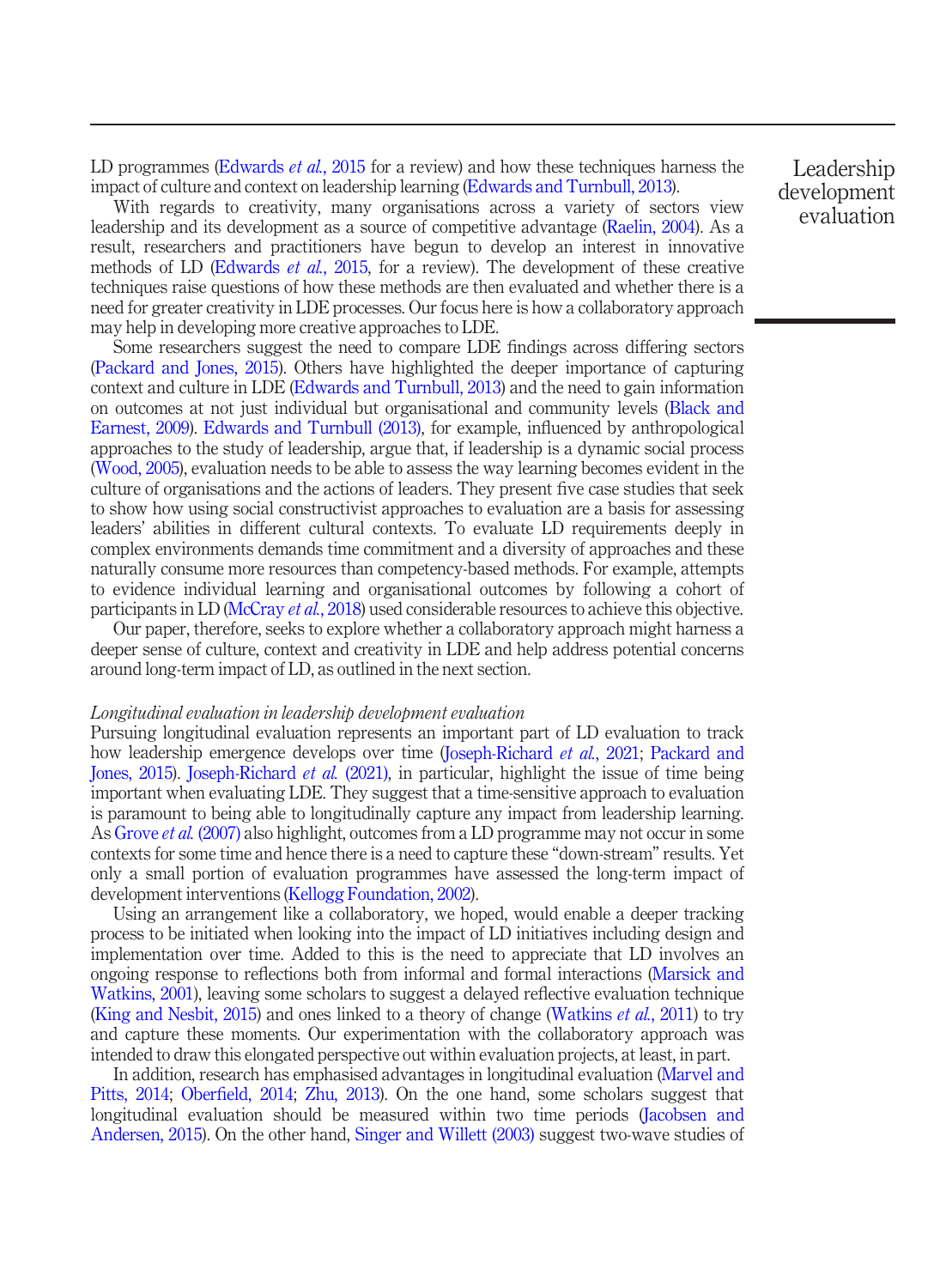LD programmes (Edwards *et al.*, 2015 for a review) and how these techniques harness the impact of culture and context on leadership learning (Edwards and Turnbull, 2013).

With regards to creativity, many organisations across a variety of sectors view leadership and its development as a source of competitive advantage (Raelin, 2004). As a result, researchers and practitioners have begun to develop an interest in innovative methods of LD (Edwards *et al.*, 2015, for a review). The development of these creative techniques raise questions of how these methods are then evaluated and whether there is a need for greater creativity in LDE processes. Our focus here is how a collaboratory approach may help in developing more creative approaches to LDE.

Some researchers suggest the need to compare LDE findings across differing sectors (Packard and Jones, 2015). Others have highlighted the deeper importance of capturing context and culture in LDE (Edwards and Turnbull, 2013) and the need to gain information on outcomes at not just individual but organisational and community levels (Black and Earnest, 2009). Edwards and Turnbull (2013), for example, influenced by anthropological approaches to the study of leadership, argue that, if leadership is a dynamic social process (Wood, 2005), evaluation needs to be able to assess the way learning becomes evident in the culture of organisations and the actions of leaders. They present five case studies that seek to show how using social constructivist approaches to evaluation are a basis for assessing leaders' abilities in different cultural contexts. To evaluate LD requirements deeply in complex environments demands time commitment and a diversity of approaches and these naturally consume more resources than competency-based methods. For example, attempts to evidence individual learning and organisational outcomes by following a cohort of participants in LD (McCray *et al.*, 2018) used considerable resources to achieve this objective.

Our paper, therefore, seeks to explore whether a collaboratory approach might harness a deeper sense of culture, context and creativity in LDE and help address potential concerns around long-term impact of LD, as outlined in the next section.

*Longitudinal evaluation in leadership development evaluation*

Pursuing longitudinal evaluation represents an important part of LD evaluation to track how leadership emergence develops over time (Joseph-Richard *et al.*, 2021; Packard and Jones, 2015). Joseph-Richard *et al.* (2021), in particular, highlight the issue of time being important when evaluating LDE. They suggest that a time-sensitive approach to evaluation is paramount to being able to longitudinally capture any impact from leadership learning. As Grove *et al.* (2007) also highlight, outcomes from a LD programme may not occur in some contexts for some time and hence there is a need to capture these "down-stream" results. Yet only a small portion of evaluation programmes have assessed the long-term impact of development interventions (Kellogg Foundation, 2002).

Using an arrangement like a collaboratory, we hoped, would enable a deeper tracking process to be initiated when looking into the impact of LD initiatives including design and implementation over time. Added to this is the need to appreciate that LD involves an ongoing response to reflections both from informal and formal interactions (Marsick and Watkins, 2001), leaving some scholars to suggest a delayed reflective evaluation technique (King and Nesbit, 2015) and ones linked to a theory of change (Watkins *et al.*, 2011) to try and capture these moments. Our experimentation with the collaboratory approach was intended to draw this elongated perspective out within evaluation projects, at least, in part.

In addition, research has emphasised advantages in longitudinal evaluation (Marvel and Pitts, 2014; Oberfield, 2014; Zhu, 2013). On the one hand, some scholars suggest that longitudinal evaluation should be measured within two time periods (Jacobsen and Andersen, 2015). On the other hand, Singer and Willett (2003) suggest two-wave studies of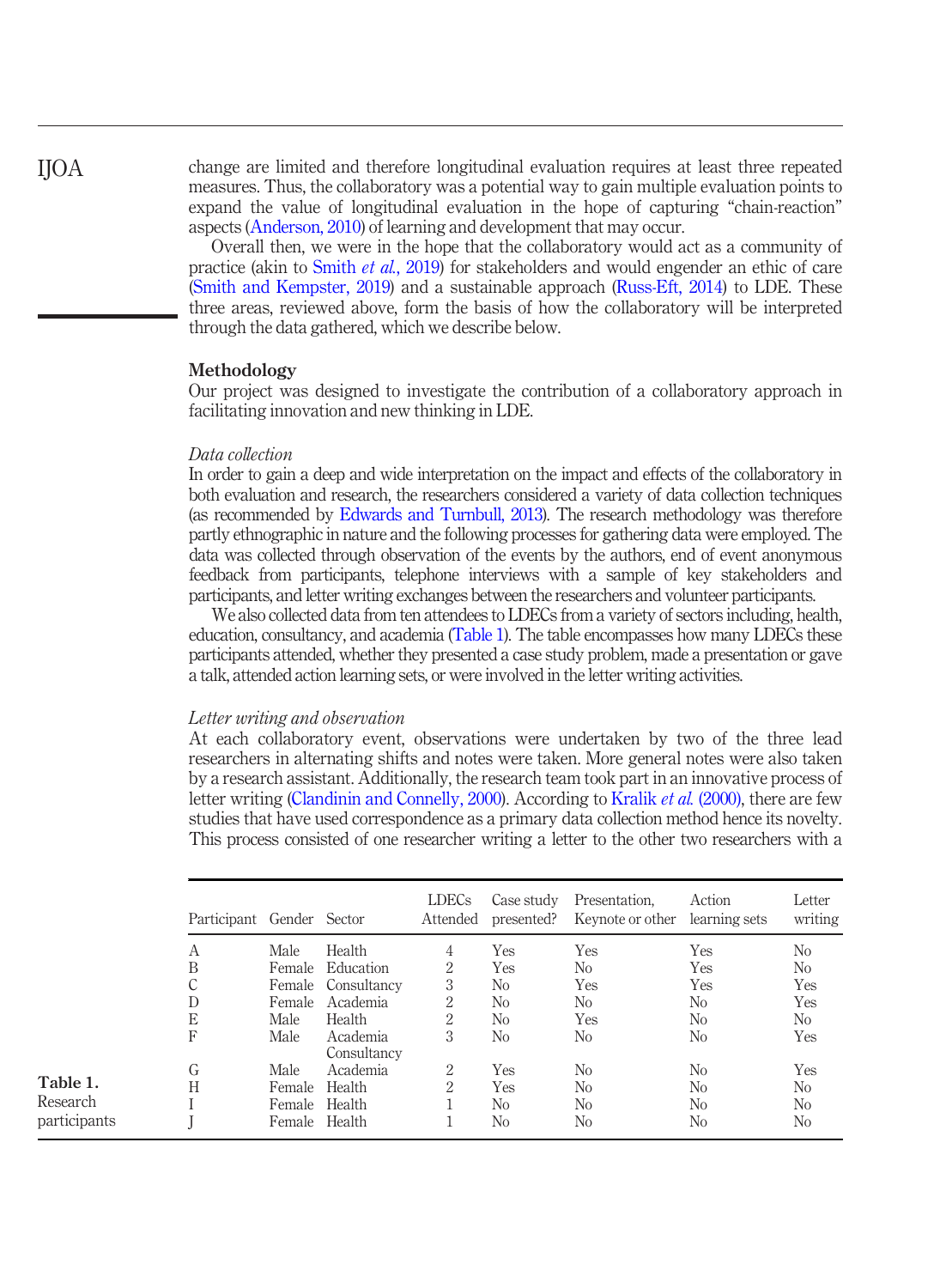change are limited and therefore longitudinal evaluation requires at least three repeated measures. Thus, the collaboratory was a potential way to gain multiple evaluation points to expand the value of longitudinal evaluation in the hope of capturing "chain-reaction" aspects (Anderson, 2010) of learning and development that may occur.

Overall then, we were in the hope that the collaboratory would act as a community of practice (akin to Smith *et al.*, 2019) for stakeholders and would engender an ethic of care (Smith and Kempster, 2019) and a sustainable approach (Russ-Eft, 2014) to LDE. These three areas, reviewed above, form the basis of how the collaboratory will be interpreted through the data gathered, which we describe below.

## Methodology

Our project was designed to investigate the contribution of a collaboratory approach in facilitating innovation and new thinking in LDE.

### *Data collection*

In order to gain a deep and wide interpretation on the impact and effects of the collaboratory in both evaluation and research, the researchers considered a variety of data collection techniques (as recommended by Edwards and Turnbull, 2013). The research methodology was therefore partly ethnographic in nature and the following processes for gathering data were employed. The data was collected through observation of the events by the authors, end of event anonymous feedback from participants, telephone interviews with a sample of key stakeholders and participants, and letter writing exchanges between the researchers and volunteer participants.

We also collected data from ten attendees to LDECs from a variety of sectors including, health, education, consultancy, and academia (Table 1). The table encompasses how many LDECs these participants attended, whether they presented a case study problem, made a presentation or gave a talk, attended action learning sets, or were involved in the letter writing activities.

### *Letter writing and observation*

At each collaboratory event, observations were undertaken by two of the three lead researchers in alternating shifts and notes were taken. More general notes were also taken by a research assistant. Additionally, the research team took part in an innovative process of letter writing (Clandinin and Connelly, 2000). According to Kralik *et al.* (2000), there are few studies that have used correspondence as a primary data collection method hence its novelty. This process consisted of one researcher writing a letter to the other two researchers with a

**Table 1.** Research participants

| Participant | Gender | Sector | LDECs Attended | Case study presented? | Presentation, Keynote or other | Action learning sets | Letter writing |
|---|---|---|---|---|---|---|---|
| A | Male | Health | 4 | Yes | Yes | Yes | No |
| B | Female | Education | 2 | Yes | No | Yes | No |
| C | Female | Consultancy | 3 | No | Yes | Yes | Yes |
| D | Female | Academia | 2 | No | No | No | Yes |
| E | Male | Health | 2 | No | Yes | No | No |
| F | Male | Academia Consultancy | 3 | No | No | No | Yes |
| G | Male | Academia | 2 | Yes | No | No | Yes |
| H | Female | Health | 2 | Yes | No | No | No |
| I | Female | Health | 1 | No | No | No | No |
| J | Female | Health | 1 | No | No | No | No |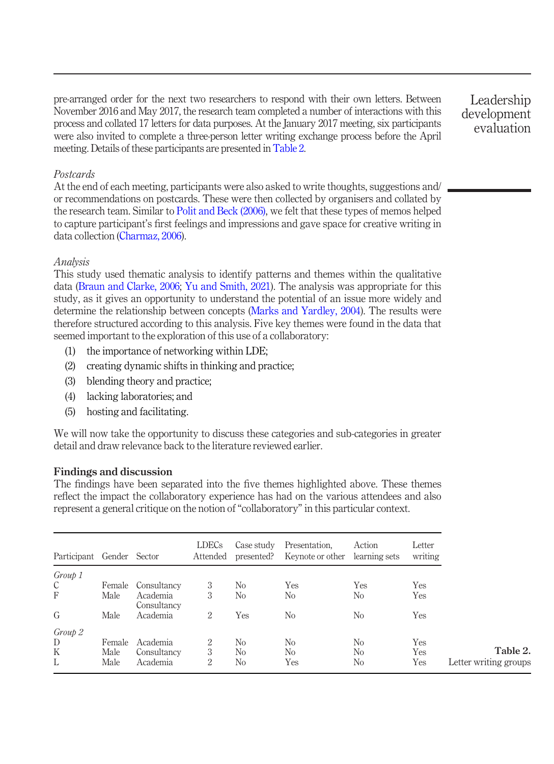pre-arranged order for the next two researchers to respond with their own letters. Between November 2016 and May 2017, the research team completed a number of interactions with this process and collated 17 letters for data purposes. At the January 2017 meeting, six participants were also invited to complete a three-person letter writing exchange process before the April meeting. Details of these participants are presented in Table 2.

*Postcards*

At the end of each meeting, participants were also asked to write thoughts, suggestions and/or recommendations on postcards. These were then collected by organisers and collated by the research team. Similar to Polit and Beck (2006), we felt that these types of memos helped to capture participant's first feelings and impressions and gave space for creative writing in data collection (Charmaz, 2006).

*Analysis*

This study used thematic analysis to identify patterns and themes within the qualitative data (Braun and Clarke, 2006; Yu and Smith, 2021). The analysis was appropriate for this study, as it gives an opportunity to understand the potential of an issue more widely and determine the relationship between concepts (Marks and Yardley, 2004). The results were therefore structured according to this analysis. Five key themes were found in the data that seemed important to the exploration of this use of a collaboratory:

(1) the importance of networking within LDE;
(2) creating dynamic shifts in thinking and practice;
(3) blending theory and practice;
(4) lacking laboratories; and
(5) hosting and facilitating.

We will now take the opportunity to discuss these categories and sub-categories in greater detail and draw relevance back to the literature reviewed earlier.

## Findings and discussion

The findings have been separated into the five themes highlighted above. These themes reflect the impact the collaboratory experience has had on the various attendees and also represent a general critique on the notion of "collaboratory" in this particular context.

| Participant | Gender | Sector | LDECs Attended | Case study presented? | Presentation, Keynote or other | Action learning sets | Letter writing |
|---|---|---|---|---|---|---|---|
| *Group 1* | | | | | | | |
| C | Female | Consultancy | 3 | No | Yes | Yes | Yes |
| F | Male | Academia Consultancy | 3 | No | No | No | Yes |
| G | Male | Academia | 2 | Yes | No | No | Yes |
| *Group 2* | | | | | | | |
| D | Female | Academia | 2 | No | No | No | Yes |
| K | Male | Consultancy | 3 | No | No | No | Yes |
| L | Male | Academia | 2 | No | Yes | No | Yes |

**Table 2.** Letter writing groups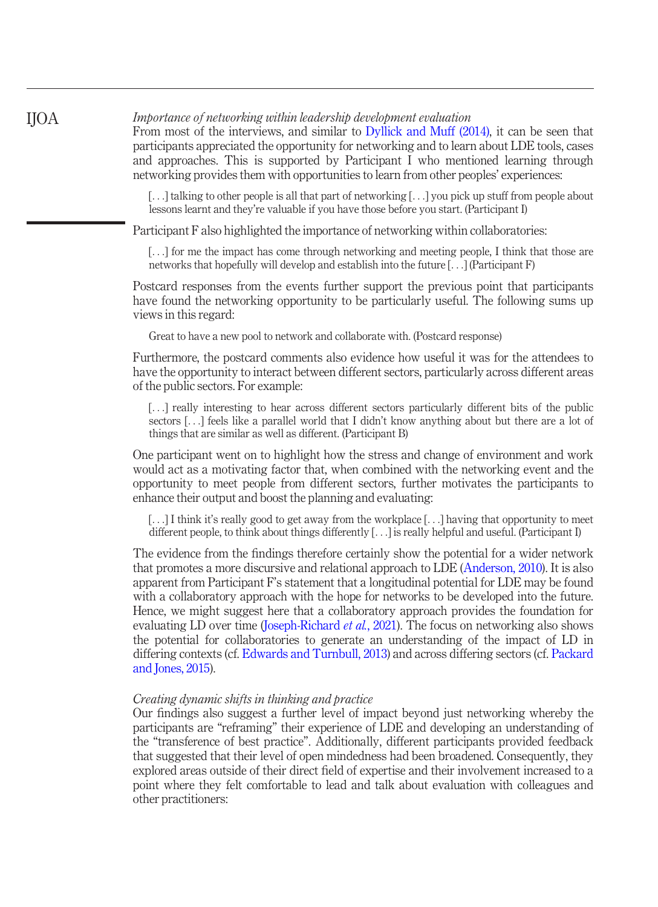### *Importance of networking within leadership development evaluation*

From most of the interviews, and similar to Dyllick and Muff (2014), it can be seen that participants appreciated the opportunity for networking and to learn about LDE tools, cases and approaches. This is supported by Participant I who mentioned learning through networking provides them with opportunities to learn from other peoples' experiences:

> [. . .] talking to other people is all that part of networking [. . .] you pick up stuff from people about lessons learnt and they're valuable if you have those before you start. (Participant I)

Participant F also highlighted the importance of networking within collaboratories:

> [. . .] for me the impact has come through networking and meeting people, I think that those are networks that hopefully will develop and establish into the future [. . .] (Participant F)

Postcard responses from the events further support the previous point that participants have found the networking opportunity to be particularly useful. The following sums up views in this regard:

> Great to have a new pool to network and collaborate with. (Postcard response)

Furthermore, the postcard comments also evidence how useful it was for the attendees to have the opportunity to interact between different sectors, particularly across different areas of the public sectors. For example:

> [. . .] really interesting to hear across different sectors particularly different bits of the public sectors [. . .] feels like a parallel world that I didn't know anything about but there are a lot of things that are similar as well as different. (Participant B)

One participant went on to highlight how the stress and change of environment and work would act as a motivating factor that, when combined with the networking event and the opportunity to meet people from different sectors, further motivates the participants to enhance their output and boost the planning and evaluating:

> [. . .] I think it's really good to get away from the workplace [. . .] having that opportunity to meet different people, to think about things differently [. . .] is really helpful and useful. (Participant I)

The evidence from the findings therefore certainly show the potential for a wider network that promotes a more discursive and relational approach to LDE (Anderson, 2010). It is also apparent from Participant F's statement that a longitudinal potential for LDE may be found with a collaboratory approach with the hope for networks to be developed into the future. Hence, we might suggest here that a collaboratory approach provides the foundation for evaluating LD over time (Joseph-Richard *et al.*, 2021). The focus on networking also shows the potential for collaboratories to generate an understanding of the impact of LD in differing contexts (cf. Edwards and Turnbull, 2013) and across differing sectors (cf. Packard and Jones, 2015).

### *Creating dynamic shifts in thinking and practice*

Our findings also suggest a further level of impact beyond just networking whereby the participants are "reframing" their experience of LDE and developing an understanding of the "transference of best practice". Additionally, different participants provided feedback that suggested that their level of open mindedness had been broadened. Consequently, they explored areas outside of their direct field of expertise and their involvement increased to a point where they felt comfortable to lead and talk about evaluation with colleagues and other practitioners: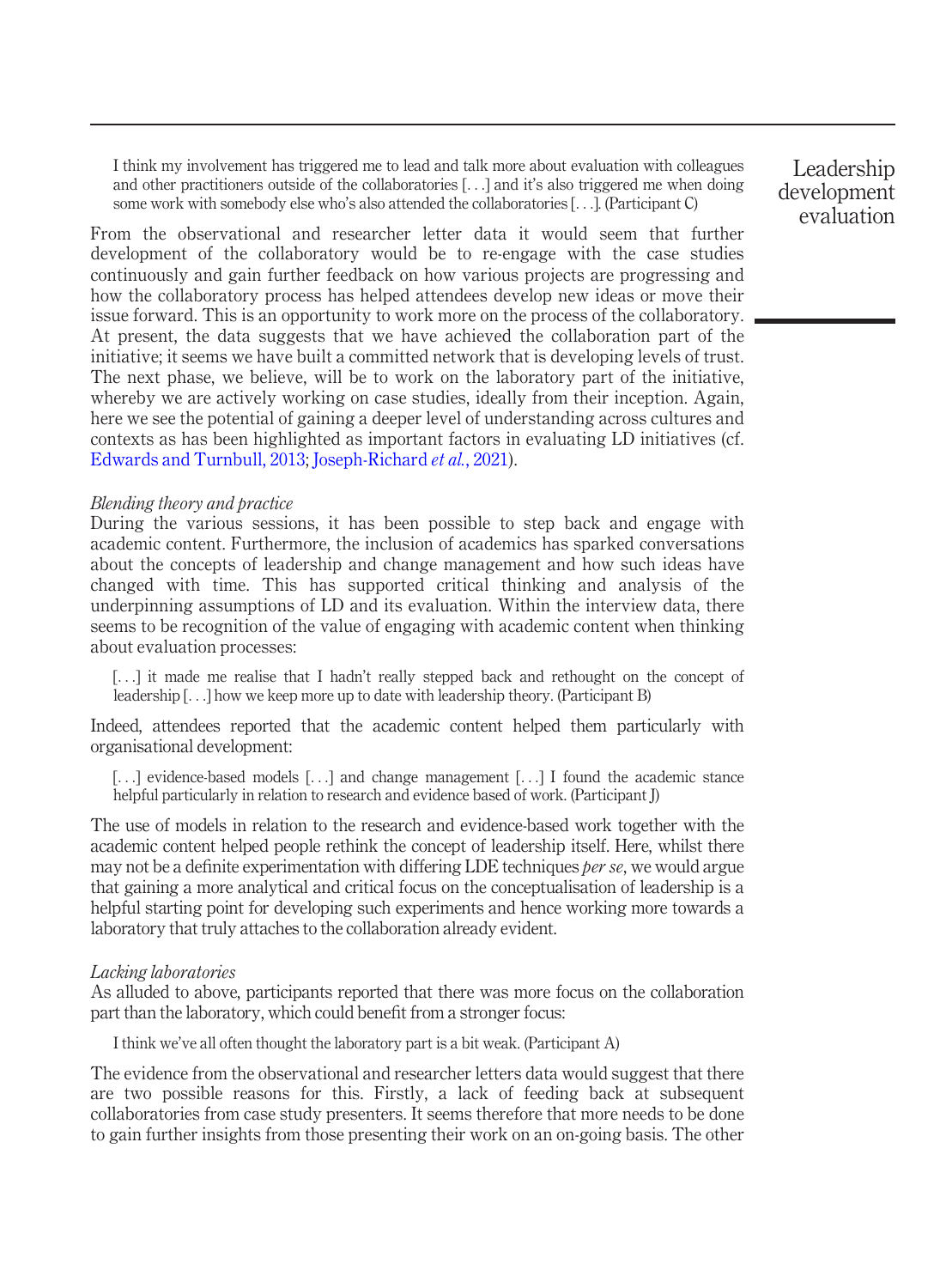> I think my involvement has triggered me to lead and talk more about evaluation with colleagues and other practitioners outside of the collaboratories [. . .] and it's also triggered me when doing some work with somebody else who's also attended the collaboratories [. . .]. (Participant C)

From the observational and researcher letter data it would seem that further development of the collaboratory would be to re-engage with the case studies continuously and gain further feedback on how various projects are progressing and how the collaboratory process has helped attendees develop new ideas or move their issue forward. This is an opportunity to work more on the process of the collaboratory. At present, the data suggests that we have achieved the collaboration part of the initiative; it seems we have built a committed network that is developing levels of trust. The next phase, we believe, will be to work on the laboratory part of the initiative, whereby we are actively working on case studies, ideally from their inception. Again, here we see the potential of gaining a deeper level of understanding across cultures and contexts as has been highlighted as important factors in evaluating LD initiatives (cf. Edwards and Turnbull, 2013; Joseph-Richard *et al.*, 2021).

*Blending theory and practice*

During the various sessions, it has been possible to step back and engage with academic content. Furthermore, the inclusion of academics has sparked conversations about the concepts of leadership and change management and how such ideas have changed with time. This has supported critical thinking and analysis of the underpinning assumptions of LD and its evaluation. Within the interview data, there seems to be recognition of the value of engaging with academic content when thinking about evaluation processes:

> [. . .] it made me realise that I hadn't really stepped back and rethought on the concept of leadership [. . .] how we keep more up to date with leadership theory. (Participant B)

Indeed, attendees reported that the academic content helped them particularly with organisational development:

> [. . .] evidence-based models [. . .] and change management [. . .] I found the academic stance helpful particularly in relation to research and evidence based of work. (Participant J)

The use of models in relation to the research and evidence-based work together with the academic content helped people rethink the concept of leadership itself. Here, whilst there may not be a definite experimentation with differing LDE techniques *per se*, we would argue that gaining a more analytical and critical focus on the conceptualisation of leadership is a helpful starting point for developing such experiments and hence working more towards a laboratory that truly attaches to the collaboration already evident.

*Lacking laboratories*

As alluded to above, participants reported that there was more focus on the collaboration part than the laboratory, which could benefit from a stronger focus:

> I think we've all often thought the laboratory part is a bit weak. (Participant A)

The evidence from the observational and researcher letters data would suggest that there are two possible reasons for this. Firstly, a lack of feeding back at subsequent collaboratories from case study presenters. It seems therefore that more needs to be done to gain further insights from those presenting their work on an on-going basis. The other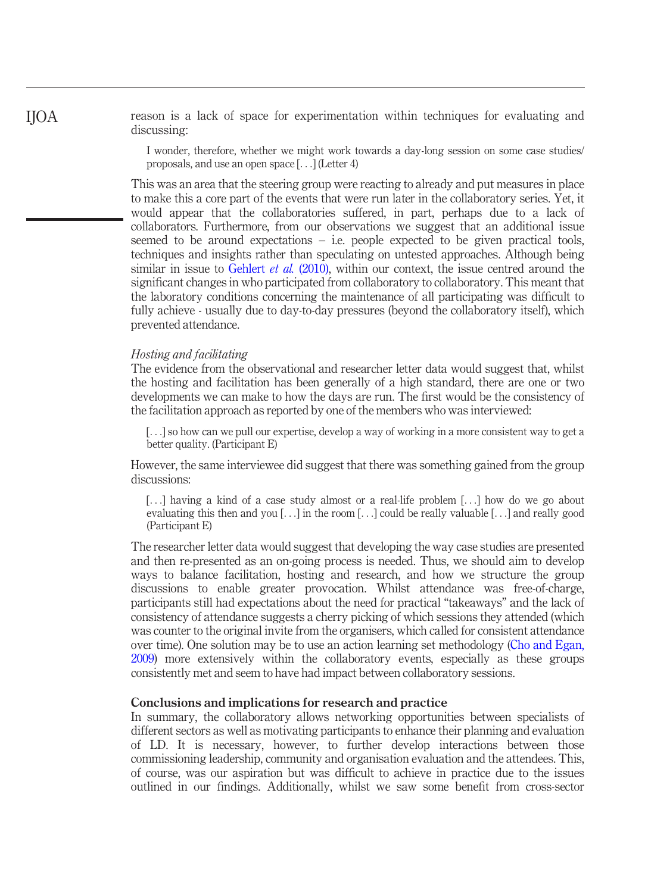reason is a lack of space for experimentation within techniques for evaluating and discussing:

> I wonder, therefore, whether we might work towards a day-long session on some case studies/proposals, and use an open space [. . .] (Letter 4)

This was an area that the steering group were reacting to already and put measures in place to make this a core part of the events that were run later in the collaboratory series. Yet, it would appear that the collaboratories suffered, in part, perhaps due to a lack of collaborators. Furthermore, from our observations we suggest that an additional issue seemed to be around expectations – i.e. people expected to be given practical tools, techniques and insights rather than speculating on untested approaches. Although being similar in issue to Gehlert *et al.* (2010), within our context, the issue centred around the significant changes in who participated from collaboratory to collaboratory. This meant that the laboratory conditions concerning the maintenance of all participating was difficult to fully achieve - usually due to day-to-day pressures (beyond the collaboratory itself), which prevented attendance.

*Hosting and facilitating*

The evidence from the observational and researcher letter data would suggest that, whilst the hosting and facilitation has been generally of a high standard, there are one or two developments we can make to how the days are run. The first would be the consistency of the facilitation approach as reported by one of the members who was interviewed:

> [. . .] so how can we pull our expertise, develop a way of working in a more consistent way to get a better quality. (Participant E)

However, the same interviewee did suggest that there was something gained from the group discussions:

> [. . .] having a kind of a case study almost or a real-life problem [. . .] how do we go about evaluating this then and you [. . .] in the room [. . .] could be really valuable [. . .] and really good (Participant E)

The researcher letter data would suggest that developing the way case studies are presented and then re-presented as an on-going process is needed. Thus, we should aim to develop ways to balance facilitation, hosting and research, and how we structure the group discussions to enable greater provocation. Whilst attendance was free-of-charge, participants still had expectations about the need for practical "takeaways" and the lack of consistency of attendance suggests a cherry picking of which sessions they attended (which was counter to the original invite from the organisers, which called for consistent attendance over time). One solution may be to use an action learning set methodology (Cho and Egan, 2009) more extensively within the collaboratory events, especially as these groups consistently met and seem to have had impact between collaboratory sessions.

## Conclusions and implications for research and practice

In summary, the collaboratory allows networking opportunities between specialists of different sectors as well as motivating participants to enhance their planning and evaluation of LD. It is necessary, however, to further develop interactions between those commissioning leadership, community and organisation evaluation and the attendees. This, of course, was our aspiration but was difficult to achieve in practice due to the issues outlined in our findings. Additionally, whilst we saw some benefit from cross-sector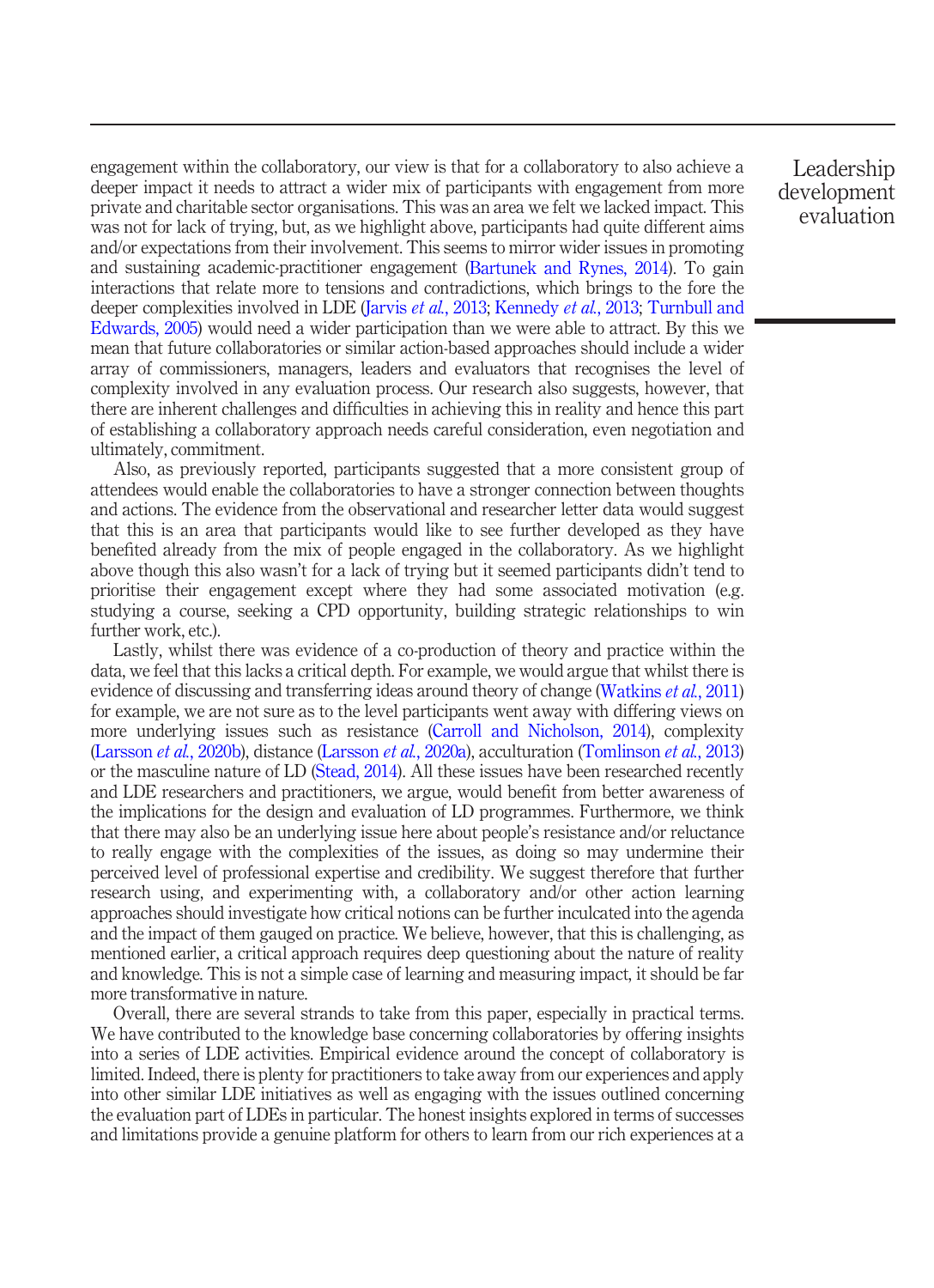engagement within the collaboratory, our view is that for a collaboratory to also achieve a deeper impact it needs to attract a wider mix of participants with engagement from more private and charitable sector organisations. This was an area we felt we lacked impact. This was not for lack of trying, but, as we highlight above, participants had quite different aims and/or expectations from their involvement. This seems to mirror wider issues in promoting and sustaining academic-practitioner engagement (Bartunek and Rynes, 2014). To gain interactions that relate more to tensions and contradictions, which brings to the fore the deeper complexities involved in LDE (Jarvis *et al.*, 2013; Kennedy *et al.*, 2013; Turnbull and Edwards, 2005) would need a wider participation than we were able to attract. By this we mean that future collaboratories or similar action-based approaches should include a wider array of commissioners, managers, leaders and evaluators that recognises the level of complexity involved in any evaluation process. Our research also suggests, however, that there are inherent challenges and difficulties in achieving this in reality and hence this part of establishing a collaboratory approach needs careful consideration, even negotiation and ultimately, commitment.

Also, as previously reported, participants suggested that a more consistent group of attendees would enable the collaboratories to have a stronger connection between thoughts and actions. The evidence from the observational and researcher letter data would suggest that this is an area that participants would like to see further developed as they have benefited already from the mix of people engaged in the collaboratory. As we highlight above though this also wasn't for a lack of trying but it seemed participants didn't tend to prioritise their engagement except where they had some associated motivation (e.g. studying a course, seeking a CPD opportunity, building strategic relationships to win further work, etc.).

Lastly, whilst there was evidence of a co-production of theory and practice within the data, we feel that this lacks a critical depth. For example, we would argue that whilst there is evidence of discussing and transferring ideas around theory of change (Watkins *et al.*, 2011) for example, we are not sure as to the level participants went away with differing views on more underlying issues such as resistance (Carroll and Nicholson, 2014), complexity (Larsson *et al.*, 2020b), distance (Larsson *et al.*, 2020a), acculturation (Tomlinson *et al.*, 2013) or the masculine nature of LD (Stead, 2014). All these issues have been researched recently and LDE researchers and practitioners, we argue, would benefit from better awareness of the implications for the design and evaluation of LD programmes. Furthermore, we think that there may also be an underlying issue here about people's resistance and/or reluctance to really engage with the complexities of the issues, as doing so may undermine their perceived level of professional expertise and credibility. We suggest therefore that further research using, and experimenting with, a collaboratory and/or other action learning approaches should investigate how critical notions can be further inculcated into the agenda and the impact of them gauged on practice. We believe, however, that this is challenging, as mentioned earlier, a critical approach requires deep questioning about the nature of reality and knowledge. This is not a simple case of learning and measuring impact, it should be far more transformative in nature.

Overall, there are several strands to take from this paper, especially in practical terms. We have contributed to the knowledge base concerning collaboratories by offering insights into a series of LDE activities. Empirical evidence around the concept of collaboratory is limited. Indeed, there is plenty for practitioners to take away from our experiences and apply into other similar LDE initiatives as well as engaging with the issues outlined concerning the evaluation part of LDEs in particular. The honest insights explored in terms of successes and limitations provide a genuine platform for others to learn from our rich experiences at a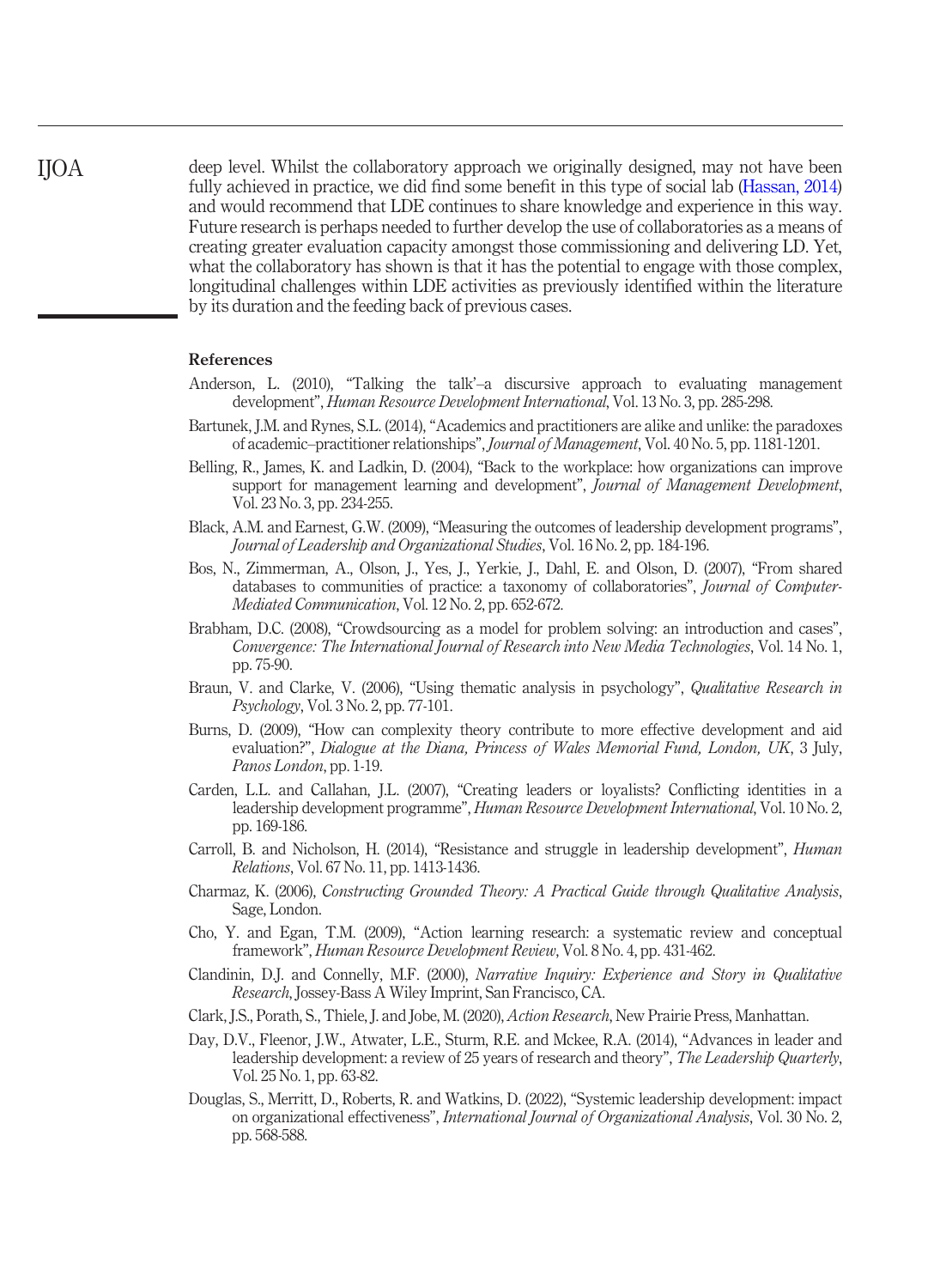deep level. Whilst the collaboratory approach we originally designed, may not have been fully achieved in practice, we did find some benefit in this type of social lab (Hassan, 2014) and would recommend that LDE continues to share knowledge and experience in this way. Future research is perhaps needed to further develop the use of collaboratories as a means of creating greater evaluation capacity amongst those commissioning and delivering LD. Yet, what the collaboratory has shown is that it has the potential to engage with those complex, longitudinal challenges within LDE activities as previously identified within the literature by its duration and the feeding back of previous cases.

### References

Anderson, L. (2010), "Talking the talk'–a discursive approach to evaluating management development", *Human Resource Development International*, Vol. 13 No. 3, pp. 285-298.

Bartunek, J.M. and Rynes, S.L. (2014), "Academics and practitioners are alike and unlike: the paradoxes of academic–practitioner relationships", *Journal of Management*, Vol. 40 No. 5, pp. 1181-1201.

Belling, R., James, K. and Ladkin, D. (2004), "Back to the workplace: how organizations can improve support for management learning and development", *Journal of Management Development*, Vol. 23 No. 3, pp. 234-255.

Black, A.M. and Earnest, G.W. (2009), "Measuring the outcomes of leadership development programs", *Journal of Leadership and Organizational Studies*, Vol. 16 No. 2, pp. 184-196.

Bos, N., Zimmerman, A., Olson, J., Yes, J., Yerkie, J., Dahl, E. and Olson, D. (2007), "From shared databases to communities of practice: a taxonomy of collaboratories", *Journal of Computer-Mediated Communication*, Vol. 12 No. 2, pp. 652-672.

Brabham, D.C. (2008), "Crowdsourcing as a model for problem solving: an introduction and cases", *Convergence: The International Journal of Research into New Media Technologies*, Vol. 14 No. 1, pp. 75-90.

Braun, V. and Clarke, V. (2006), "Using thematic analysis in psychology", *Qualitative Research in Psychology*, Vol. 3 No. 2, pp. 77-101.

Burns, D. (2009), "How can complexity theory contribute to more effective development and aid evaluation?", *Dialogue at the Diana, Princess of Wales Memorial Fund, London, UK*, 3 July, *Panos London*, pp. 1-19.

Carden, L.L. and Callahan, J.L. (2007), "Creating leaders or loyalists? Conflicting identities in a leadership development programme", *Human Resource Development International*, Vol. 10 No. 2, pp. 169-186.

Carroll, B. and Nicholson, H. (2014), "Resistance and struggle in leadership development", *Human Relations*, Vol. 67 No. 11, pp. 1413-1436.

Charmaz, K. (2006), *Constructing Grounded Theory: A Practical Guide through Qualitative Analysis*, Sage, London.

Cho, Y. and Egan, T.M. (2009), "Action learning research: a systematic review and conceptual framework", *Human Resource Development Review*, Vol. 8 No. 4, pp. 431-462.

Clandinin, D.J. and Connelly, M.F. (2000), *Narrative Inquiry: Experience and Story in Qualitative Research*, Jossey-Bass A Wiley Imprint, San Francisco, CA.

Clark, J.S., Porath, S., Thiele, J. and Jobe, M. (2020), *Action Research*, New Prairie Press, Manhattan.

Day, D.V., Fleenor, J.W., Atwater, L.E., Sturm, R.E. and Mckee, R.A. (2014), "Advances in leader and leadership development: a review of 25 years of research and theory", *The Leadership Quarterly*, Vol. 25 No. 1, pp. 63-82.

Douglas, S., Merritt, D., Roberts, R. and Watkins, D. (2022), "Systemic leadership development: impact on organizational effectiveness", *International Journal of Organizational Analysis*, Vol. 30 No. 2, pp. 568-588.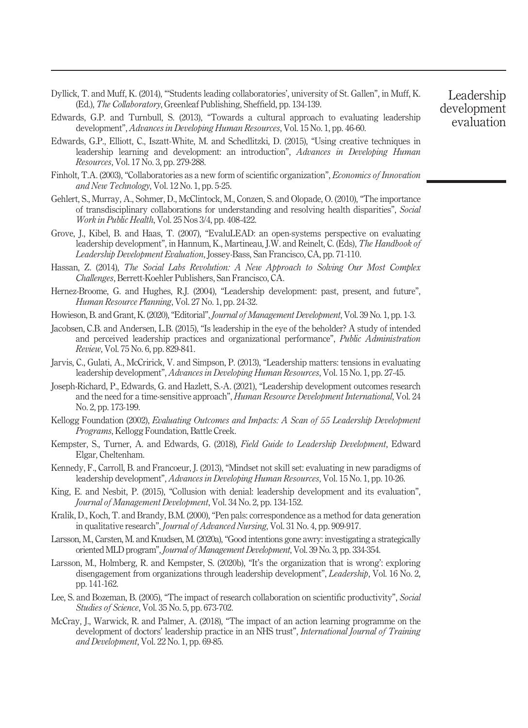Dyllick, T. and Muff, K. (2014), "'Students leading collaboratories', university of St. Gallen", in Muff, K. (Ed.), *The Collaboratory*, Greenleaf Publishing, Sheffield, pp. 134-139.

Edwards, G.P. and Turnbull, S. (2013), "Towards a cultural approach to evaluating leadership development", *Advances in Developing Human Resources*, Vol. 15 No. 1, pp. 46-60.

Edwards, G.P., Elliott, C., Iszatt-White, M. and Schedlitzki, D. (2015), "Using creative techniques in leadership learning and development: an introduction", *Advances in Developing Human Resources*, Vol. 17 No. 3, pp. 279-288.

Finholt, T.A. (2003), "Collaboratories as a new form of scientific organization", *Economics of Innovation and New Technology*, Vol. 12 No. 1, pp. 5-25.

Gehlert, S., Murray, A., Sohmer, D., McClintock, M., Conzen, S. and Olopade, O. (2010), "The importance of transdisciplinary collaborations for understanding and resolving health disparities", *Social Work in Public Health*, Vol. 25 Nos 3/4, pp. 408-422.

Grove, J., Kibel, B. and Haas, T. (2007), "EvaluLEAD: an open-systems perspective on evaluating leadership development", in Hannum, K., Martineau, J.W. and Reinelt, C. (Eds), *The Handbook of Leadership Development Evaluation*, Jossey-Bass, San Francisco, CA, pp. 71-110.

Hassan, Z. (2014), *The Social Labs Revolution: A New Approach to Solving Our Most Complex Challenges*, Berrett-Koehler Publishers, San Francisco, CA.

Hernez-Broome, G. and Hughes, R.J. (2004), "Leadership development: past, present, and future", *Human Resource Planning*, Vol. 27 No. 1, pp. 24-32.

Howieson, B. and Grant, K. (2020), "Editorial", *Journal of Management Development*, Vol. 39 No. 1, pp. 1-3.

Jacobsen, C.B. and Andersen, L.B. (2015), "Is leadership in the eye of the beholder? A study of intended and perceived leadership practices and organizational performance", *Public Administration Review*, Vol. 75 No. 6, pp. 829-841.

Jarvis, C., Gulati, A., McCririck, V. and Simpson, P. (2013), "Leadership matters: tensions in evaluating leadership development", *Advances in Developing Human Resources*, Vol. 15 No. 1, pp. 27-45.

Joseph-Richard, P., Edwards, G. and Hazlett, S.-A. (2021), "Leadership development outcomes research and the need for a time-sensitive approach", *Human Resource Development International*, Vol. 24 No. 2, pp. 173-199.

Kellogg Foundation (2002), *Evaluating Outcomes and Impacts: A Scan of 55 Leadership Development Programs*, Kellogg Foundation, Battle Creek.

Kempster, S., Turner, A. and Edwards, G. (2018), *Field Guide to Leadership Development*, Edward Elgar, Cheltenham.

Kennedy, F., Carroll, B. and Francoeur, J. (2013), "Mindset not skill set: evaluating in new paradigms of leadership development", *Advances in Developing Human Resources*, Vol. 15 No. 1, pp. 10-26.

King, E. and Nesbit, P. (2015), "Collusion with denial: leadership development and its evaluation", *Journal of Management Development*, Vol. 34 No. 2, pp. 134-152.

Kralik, D., Koch, T. and Brandy, B.M. (2000), "Pen pals: correspondence as a method for data generation in qualitative research", *Journal of Advanced Nursing*, Vol. 31 No. 4, pp. 909-917.

Larsson, M., Carsten, M. and Knudsen, M. (2020a), "Good intentions gone awry: investigating a strategically oriented MLD program", *Journal of Management Development*, Vol. 39 No. 3, pp. 334-354.

Larsson, M., Holmberg, R. and Kempster, S. (2020b), "It's the organization that is wrong': exploring disengagement from organizations through leadership development", *Leadership*, Vol. 16 No. 2, pp. 141-162.

Lee, S. and Bozeman, B. (2005), "The impact of research collaboration on scientific productivity", *Social Studies of Science*, Vol. 35 No. 5, pp. 673-702.

McCray, J., Warwick, R. and Palmer, A. (2018), "The impact of an action learning programme on the development of doctors' leadership practice in an NHS trust", *International Journal of Training and Development*, Vol. 22 No. 1, pp. 69-85.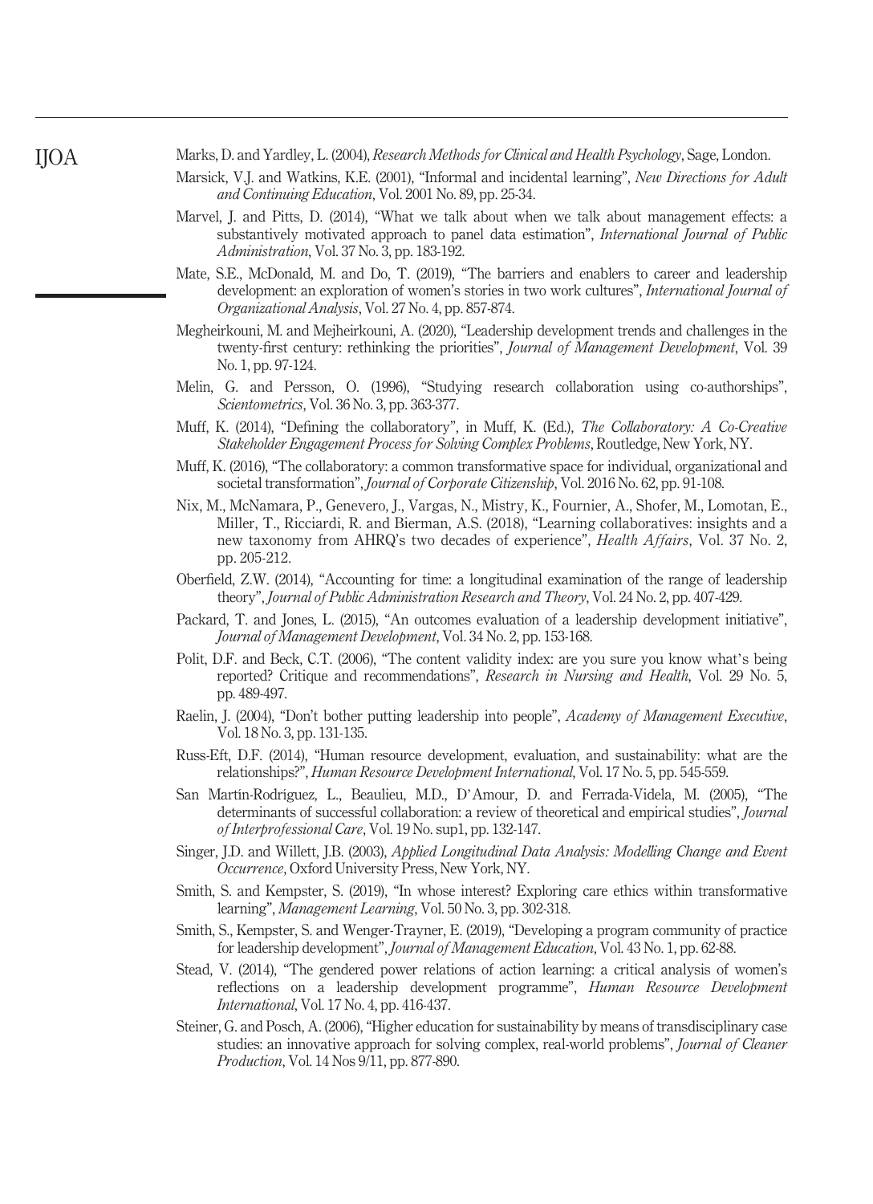Marks, D. and Yardley, L. (2004), *Research Methods for Clinical and Health Psychology*, Sage, London.

Marsick, V.J. and Watkins, K.E. (2001), "Informal and incidental learning", *New Directions for Adult and Continuing Education*, Vol. 2001 No. 89, pp. 25-34.

Marvel, J. and Pitts, D. (2014), "What we talk about when we talk about management effects: a substantively motivated approach to panel data estimation", *International Journal of Public Administration*, Vol. 37 No. 3, pp. 183-192.

Mate, S.E., McDonald, M. and Do, T. (2019), "The barriers and enablers to career and leadership development: an exploration of women's stories in two work cultures", *International Journal of Organizational Analysis*, Vol. 27 No. 4, pp. 857-874.

Megheirkouni, M. and Mejheirkouni, A. (2020), "Leadership development trends and challenges in the twenty-first century: rethinking the priorities", *Journal of Management Development*, Vol. 39 No. 1, pp. 97-124.

Melin, G. and Persson, O. (1996), "Studying research collaboration using co-authorships", *Scientometrics*, Vol. 36 No. 3, pp. 363-377.

Muff, K. (2014), "Defining the collaboratory", in Muff, K. (Ed.), *The Collaboratory: A Co-Creative Stakeholder Engagement Process for Solving Complex Problems*, Routledge, New York, NY.

Muff, K. (2016), "The collaboratory: a common transformative space for individual, organizational and societal transformation", *Journal of Corporate Citizenship*, Vol. 2016 No. 62, pp. 91-108.

Nix, M., McNamara, P., Genevero, J., Vargas, N., Mistry, K., Fournier, A., Shofer, M., Lomotan, E., Miller, T., Ricciardi, R. and Bierman, A.S. (2018), "Learning collaboratives: insights and a new taxonomy from AHRQ's two decades of experience", *Health Affairs*, Vol. 37 No. 2, pp. 205-212.

Oberfield, Z.W. (2014), "Accounting for time: a longitudinal examination of the range of leadership theory", *Journal of Public Administration Research and Theory*, Vol. 24 No. 2, pp. 407-429.

Packard, T. and Jones, L. (2015), "An outcomes evaluation of a leadership development initiative", *Journal of Management Development*, Vol. 34 No. 2, pp. 153-168.

Polit, D.F. and Beck, C.T. (2006), "The content validity index: are you sure you know what's being reported? Critique and recommendations", *Research in Nursing and Health*, Vol. 29 No. 5, pp. 489-497.

Raelin, J. (2004), "Don't bother putting leadership into people", *Academy of Management Executive*, Vol. 18 No. 3, pp. 131-135.

Russ-Eft, D.F. (2014), "Human resource development, evaluation, and sustainability: what are the relationships?", *Human Resource Development International*, Vol. 17 No. 5, pp. 545-559.

San Martín-Rodríguez, L., Beaulieu, M.D., D'Amour, D. and Ferrada-Videla, M. (2005), "The determinants of successful collaboration: a review of theoretical and empirical studies", *Journal of Interprofessional Care*, Vol. 19 No. sup1, pp. 132-147.

Singer, J.D. and Willett, J.B. (2003), *Applied Longitudinal Data Analysis: Modelling Change and Event Occurrence*, Oxford University Press, New York, NY.

Smith, S. and Kempster, S. (2019), "In whose interest? Exploring care ethics within transformative learning", *Management Learning*, Vol. 50 No. 3, pp. 302-318.

Smith, S., Kempster, S. and Wenger-Trayner, E. (2019), "Developing a program community of practice for leadership development", *Journal of Management Education*, Vol. 43 No. 1, pp. 62-88.

Stead, V. (2014), "The gendered power relations of action learning: a critical analysis of women's reflections on a leadership development programme", *Human Resource Development International*, Vol. 17 No. 4, pp. 416-437.

Steiner, G. and Posch, A. (2006), "Higher education for sustainability by means of transdisciplinary case studies: an innovative approach for solving complex, real-world problems", *Journal of Cleaner Production*, Vol. 14 Nos 9/11, pp. 877-890.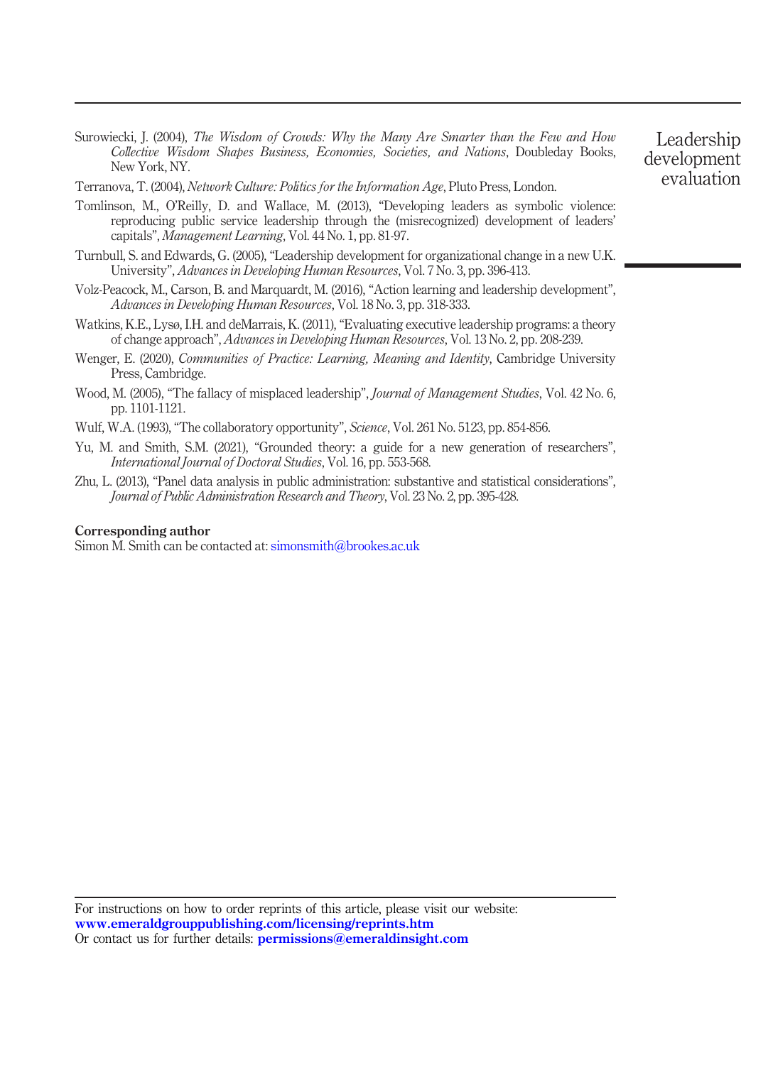Surowiecki, J. (2004), *The Wisdom of Crowds: Why the Many Are Smarter than the Few and How Collective Wisdom Shapes Business, Economies, Societies, and Nations*, Doubleday Books, New York, NY.

Terranova, T. (2004), *Network Culture: Politics for the Information Age*, Pluto Press, London.

Tomlinson, M., O'Reilly, D. and Wallace, M. (2013), "Developing leaders as symbolic violence: reproducing public service leadership through the (misrecognized) development of leaders' capitals", *Management Learning*, Vol. 44 No. 1, pp. 81-97.

Turnbull, S. and Edwards, G. (2005), "Leadership development for organizational change in a new U.K. University", *Advances in Developing Human Resources*, Vol. 7 No. 3, pp. 396-413.

Volz-Peacock, M., Carson, B. and Marquardt, M. (2016), "Action learning and leadership development", *Advances in Developing Human Resources*, Vol. 18 No. 3, pp. 318-333.

Watkins, K.E., Lysø, I.H. and deMarrais, K. (2011), "Evaluating executive leadership programs: a theory of change approach", *Advances in Developing Human Resources*, Vol. 13 No. 2, pp. 208-239.

Wenger, E. (2020), *Communities of Practice: Learning, Meaning and Identity*, Cambridge University Press, Cambridge.

Wood, M. (2005), "The fallacy of misplaced leadership", *Journal of Management Studies*, Vol. 42 No. 6, pp. 1101-1121.

Wulf, W.A. (1993), "The collaboratory opportunity", *Science*, Vol. 261 No. 5123, pp. 854-856.

Yu, M. and Smith, S.M. (2021), "Grounded theory: a guide for a new generation of researchers", *International Journal of Doctoral Studies*, Vol. 16, pp. 553-568.

Zhu, L. (2013), "Panel data analysis in public administration: substantive and statistical considerations", *Journal of Public Administration Research and Theory*, Vol. 23 No. 2, pp. 395-428.

**Corresponding author**

Simon M. Smith can be contacted at: simonsmith@brookes.ac.uk

For instructions on how to order reprints of this article, please visit our website:
**www.emeraldgrouppublishing.com/licensing/reprints.htm**
Or contact us for further details: **permissions@emeraldinsight.com**